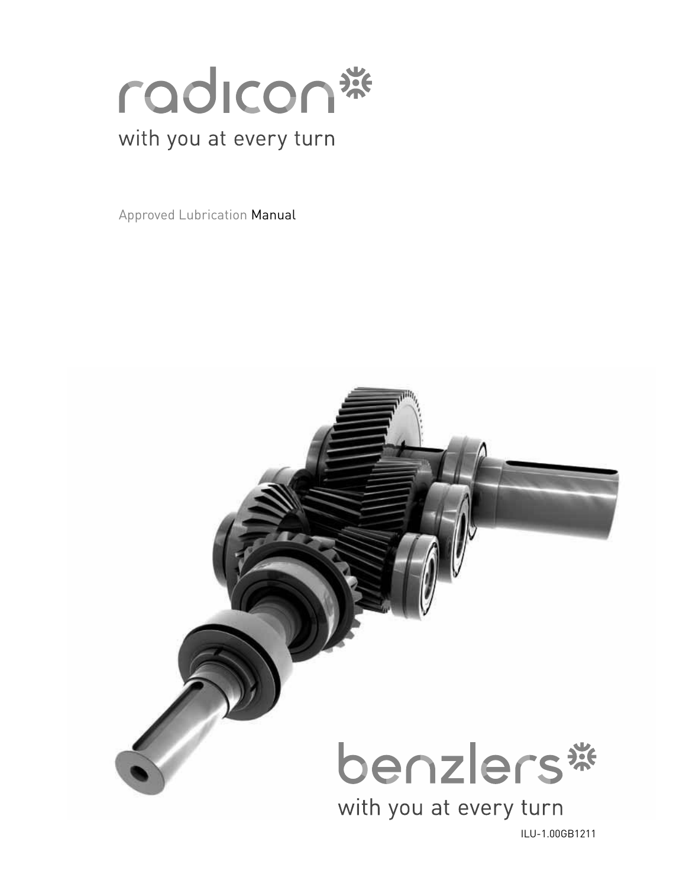# radicon

with you at every turn

Approved Lubrication Manual

benzlers

with you at every turn

ILU-1.00GB1211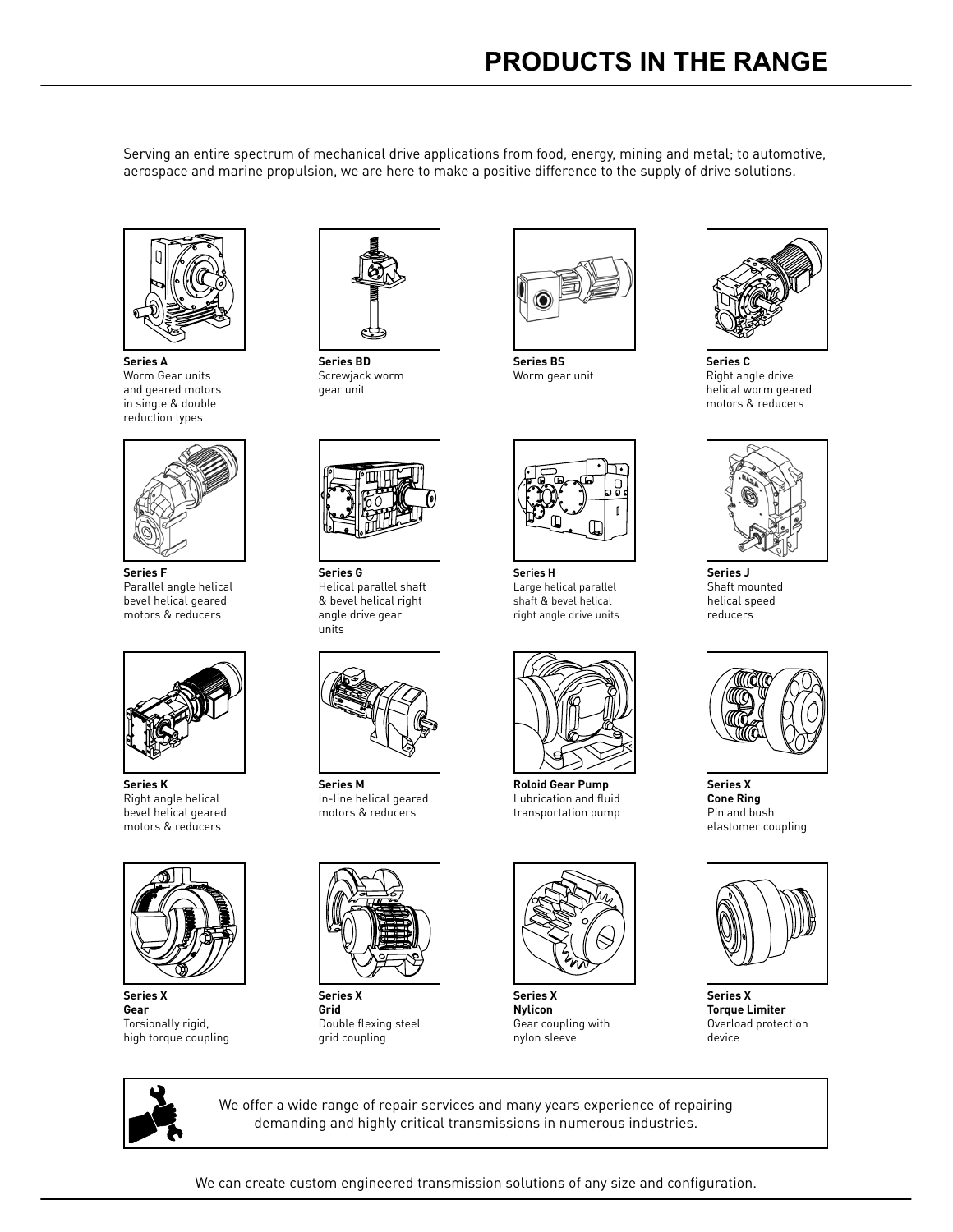# PRODUCTS IN THE RANGE

Serving an entire spectrum of mechanical drive applications from food, energy, mining and metal; to automotive, aerospace and marine propulsion, we are here to make a positive difference to the supply of drive solutions.

**Series A**
Worm Gear units and geared motors in single & double reduction types

**Series BD**
Screwjack worm gear unit

**Series BS**
Worm gear unit

**Series C**
Right angle drive helical worm geared motors & reducers

**Series F**
Parallel angle helical bevel helical geared motors & reducers

**Series G**
Helical parallel shaft & bevel helical right angle drive gear units

**Series H**
Large helical parallel shaft & bevel helical right angle drive units

**Series J**
Shaft mounted helical speed reducers

**Series K**
Right angle helical bevel helical geared motors & reducers

**Series M**
In-line helical geared motors & reducers

**Roloid Gear Pump**
Lubrication and fluid transportation pump

**Series X**
**Cone Ring**
Pin and bush elastomer coupling

**Series X**
**Gear**
Torsionally rigid, high torque coupling

**Series X**
**Grid**
Double flexing steel grid coupling

**Series X**
**Nylicon**
Gear coupling with nylon sleeve

**Series X**
**Torque Limiter**
Overload protection device

We offer a wide range of repair services and many years experience of repairing demanding and highly critical transmissions in numerous industries.

We can create custom engineered transmission solutions of any size and configuration.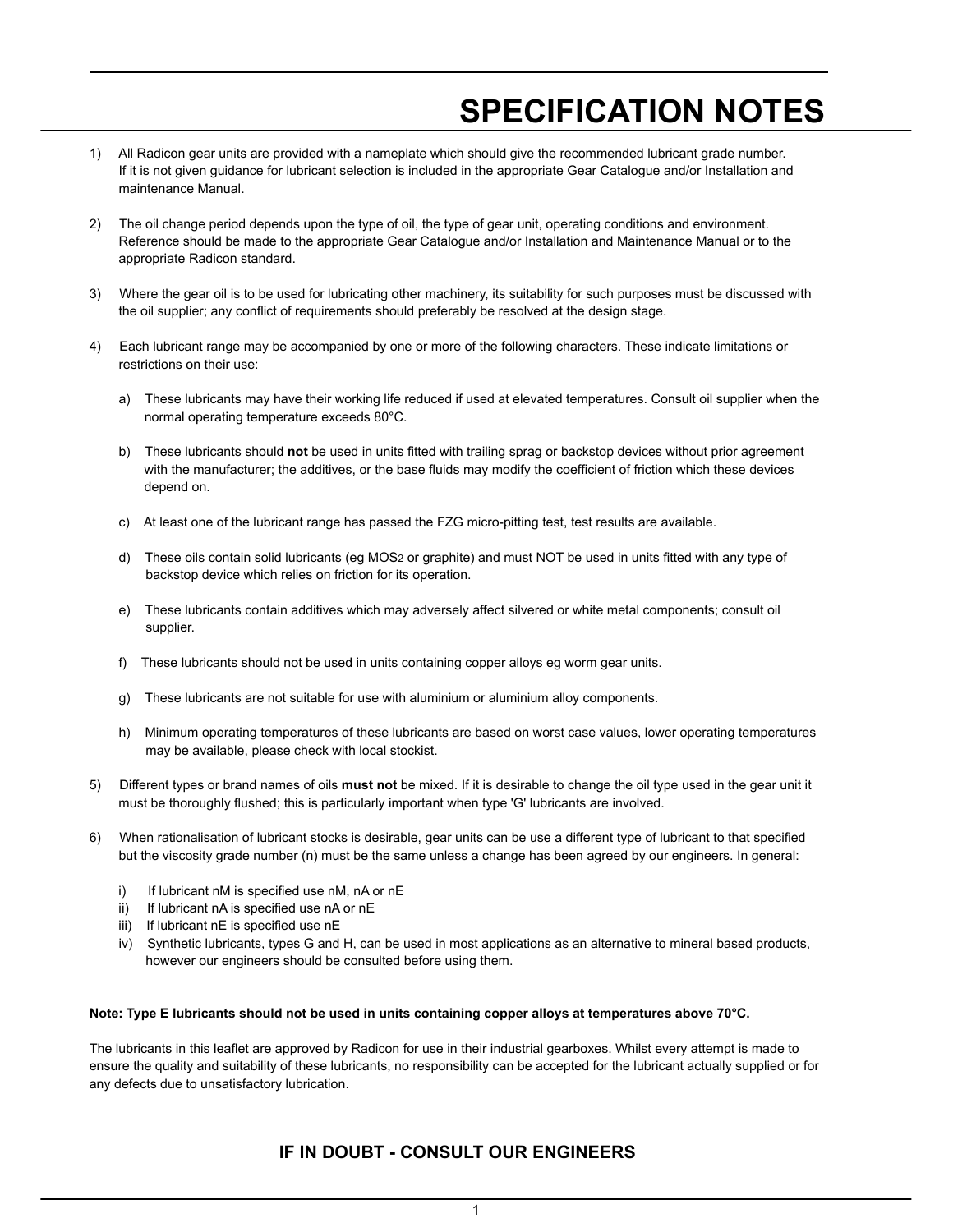# SPECIFICATION NOTES

1) All Radicon gear units are provided with a nameplate which should give the recommended lubricant grade number. If it is not given guidance for lubricant selection is included in the appropriate Gear Catalogue and/or Installation and maintenance Manual.

2) The oil change period depends upon the type of oil, the type of gear unit, operating conditions and environment. Reference should be made to the appropriate Gear Catalogue and/or Installation and Maintenance Manual or to the appropriate Radicon standard.

3) Where the gear oil is to be used for lubricating other machinery, its suitability for such purposes must be discussed with the oil supplier; any conflict of requirements should preferably be resolved at the design stage.

4) Each lubricant range may be accompanied by one or more of the following characters. These indicate limitations or restrictions on their use:

   a) These lubricants may have their working life reduced if used at elevated temperatures. Consult oil supplier when the normal operating temperature exceeds 80°C.

   b) These lubricants should **not** be used in units fitted with trailing sprag or backstop devices without prior agreement with the manufacturer; the additives, or the base fluids may modify the coefficient of friction which these devices depend on.

   c) At least one of the lubricant range has passed the FZG micro-pitting test, test results are available.

   d) These oils contain solid lubricants (eg $MOS_2$ or graphite) and must NOT be used in units fitted with any type of backstop device which relies on friction for its operation.

   e) These lubricants contain additives which may adversely affect silvered or white metal components; consult oil supplier.

   f) These lubricants should not be used in units containing copper alloys eg worm gear units.

   g) These lubricants are not suitable for use with aluminium or aluminium alloy components.

   h) Minimum operating temperatures of these lubricants are based on worst case values, lower operating temperatures may be available, please check with local stockist.

5) Different types or brand names of oils **must not** be mixed. If it is desirable to change the oil type used in the gear unit it must be thoroughly flushed; this is particularly important when type 'G' lubricants are involved.

6) When rationalisation of lubricant stocks is desirable, gear units can be use a different type of lubricant to that specified but the viscosity grade number (n) must be the same unless a change has been agreed by our engineers. In general:

   i) If lubricant nM is specified use nM, nA or nE
   ii) If lubricant nA is specified use nA or nE
   iii) If lubricant nE is specified use nE
   iv) Synthetic lubricants, types G and H, can be used in most applications as an alternative to mineral based products, however our engineers should be consulted before using them.

**Note: Type E lubricants should not be used in units containing copper alloys at temperatures above 70°C.**

The lubricants in this leaflet are approved by Radicon for use in their industrial gearboxes. Whilst every attempt is made to ensure the quality and suitability of these lubricants, no responsibility can be accepted for the lubricant actually supplied or for any defects due to unsatisfactory lubrication.

## IF IN DOUBT - CONSULT OUR ENGINEERS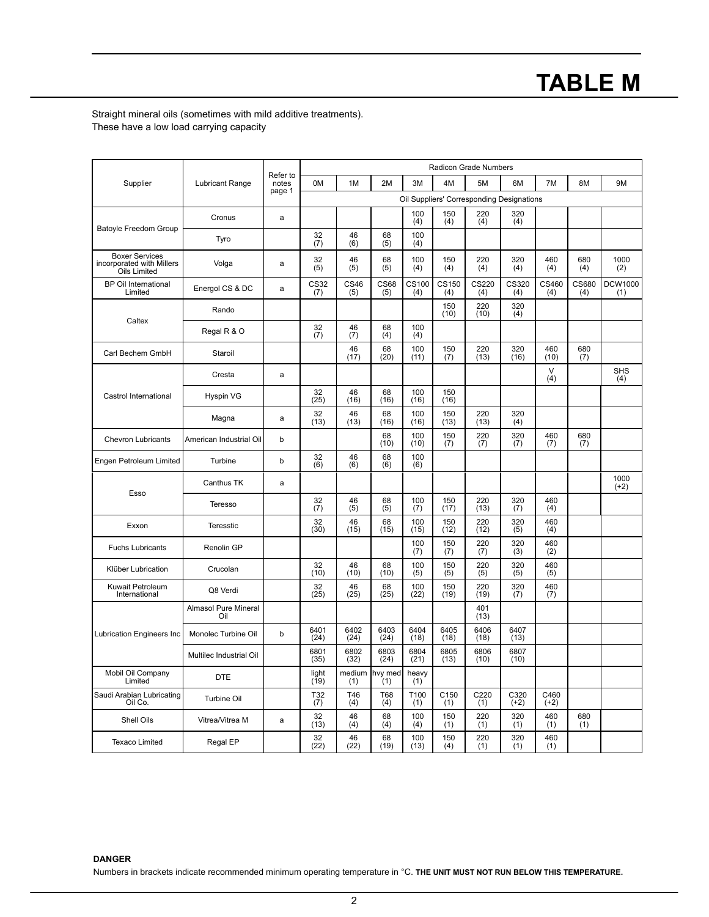# TABLE M

Straight mineral oils (sometimes with mild additive treatments).
These have a low load carrying capacity

| Supplier | Lubricant Range | Refer to notes page 1 | Radicon Grade Numbers | | | | | | | | | |
|---|---|---|---|---|---|---|---|---|---|---|---|---|
| | | | 0M | 1M | 2M | 3M | 4M | 5M | 6M | 7M | 8M | 9M |
| | | | Oil Suppliers' Corresponding Designations | | | | | | | | | |
| Batoyle Freedom Group | Cronus | a | | | | 100 (4) | 150 (4) | 220 (4) | 320 (4) | | | |
| | Tyro | | 32 (7) | 46 (6) | 68 (5) | 100 (4) | | | | | | |
| Boxer Services incorporated with Millers Oils Limited | Volga | a | 32 (5) | 46 (5) | 68 (5) | 100 (4) | 150 (4) | 220 (4) | 320 (4) | 460 (4) | 680 (4) | 1000 (2) |
| BP Oil International Limited | Energol CS & DC | a | CS32 (7) | CS46 (5) | CS68 (5) | CS100 (4) | CS150 (4) | CS220 (4) | CS320 (4) | CS460 (4) | CS680 (4) | DCW1000 (1) |
| Caltex | Rando | | | | | | 150 (10) | 220 (10) | 320 (4) | | | |
| | Regal R & O | | 32 (7) | 46 (7) | 68 (4) | 100 (4) | | | | | | |
| Carl Bechem GmbH | Staroil | | | 46 (17) | 68 (20) | 100 (11) | 150 (7) | 220 (13) | 320 (16) | 460 (10) | 680 (7) | |
| Castrol International | Cresta | a | | | | | | | | V (4) | | SHS (4) |
| | Hyspin VG | | 32 (25) | 46 (16) | 68 (16) | 100 (16) | 150 (16) | | | | | |
| | Magna | a | 32 (13) | 46 (13) | 68 (16) | 100 (16) | 150 (13) | 220 (13) | 320 (4) | | | |
| Chevron Lubricants | American Industrial Oil | b | | | 68 (10) | 100 (10) | 150 (7) | 220 (7) | 320 (7) | 460 (7) | 680 (7) | |
| Engen Petroleum Limited | Turbine | b | 32 (6) | 46 (6) | 68 (6) | 100 (6) | | | | | | |
| Esso | Canthus TK | a | | | | | | | | | | 1000 (+2) |
| | Teresso | | 32 (7) | 46 (5) | 68 (5) | 100 (7) | 150 (17) | 220 (13) | 320 (7) | 460 (4) | | |
| Exxon | Teresstic | | 32 (30) | 46 (15) | 68 (15) | 100 (15) | 150 (12) | 220 (12) | 320 (5) | 460 (4) | | |
| Fuchs Lubricants | Renolin GP | | | | | 100 (7) | 150 (7) | 220 (7) | 320 (3) | 460 (2) | | |
| Klüber Lubrication | Crucolan | | 32 (10) | 46 (10) | 68 (10) | 100 (5) | 150 (5) | 220 (5) | 320 (5) | 460 (5) | | |
| Kuwait Petroleum International | Q8 Verdi | | 32 (25) | 46 (25) | 68 (25) | 100 (22) | 150 (19) | 220 (19) | 320 (7) | 460 (7) | | |
| Lubrication Engineers Inc | Almasol Pure Mineral Oil | | | | | | | 401 (13) | | | | |
| | Monolec Turbine Oil | b | 6401 (24) | 6402 (24) | 6403 (24) | 6404 (18) | 6405 (18) | 6406 (18) | 6407 (13) | | | |
| | Multilec Industrial Oil | | 6801 (35) | 6802 (32) | 6803 (24) | 6804 (21) | 6805 (13) | 6806 (10) | 6807 (10) | | | |
| Mobil Oil Company Limited | DTE | | light (19) | medium (1) | hvy med (1) | heavy (1) | | | | | | |
| Saudi Arabian Lubricating Oil Co. | Turbine Oil | | T32 (7) | T46 (4) | T68 (4) | T100 (1) | C150 (1) | C220 (1) | C320 (+2) | C460 (+2) | | |
| Shell Oils | Vitrea/Vitrea M | a | 32 (13) | 46 (4) | 68 (4) | 100 (4) | 150 (1) | 220 (1) | 320 (1) | 460 (1) | 680 (1) | |
| Texaco Limited | Regal EP | | 32 (22) | 46 (22) | 68 (19) | 100 (13) | 150 (4) | 220 (1) | 320 (1) | 460 (1) | | |

**DANGER**

Numbers in brackets indicate recommended minimum operating temperature in °C. **THE UNIT MUST NOT RUN BELOW THIS TEMPERATURE.**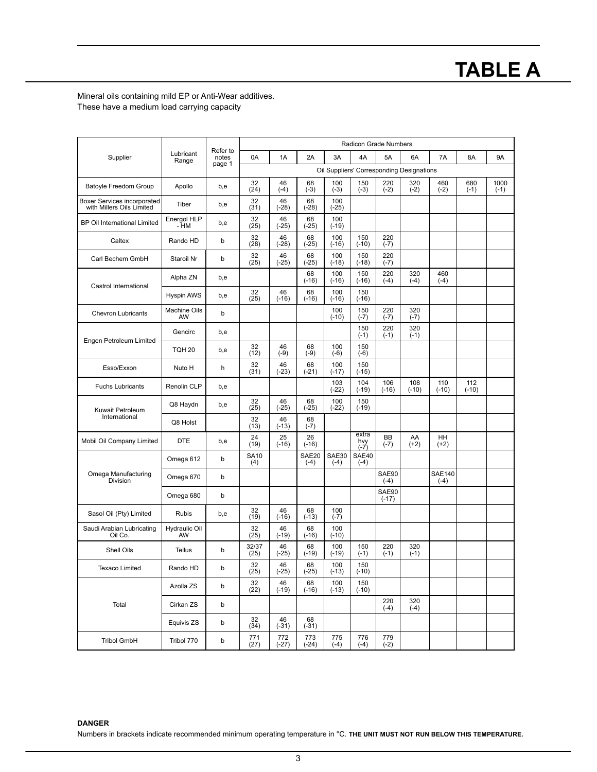# TABLE A

Mineral oils containing mild EP or Anti-Wear additives.
These have a medium load carrying capacity

| Supplier | Lubricant Range | Refer to notes page 1 | Radicon Grade Numbers | | | | | | | | | |
|---|---|---|---|---|---|---|---|---|---|---|---|---|
| | | | 0A | 1A | 2A | 3A | 4A | 5A | 6A | 7A | 8A | 9A |
| | | | Oil Suppliers' Corresponding Designations | | | | | | | | | |
| Batoyle Freedom Group | Apollo | b,e | 32 (24) | 46 (-4) | 68 (-3) | 100 (-3) | 150 (-3) | 220 (-2) | 320 (-2) | 460 (-2) | 680 (-1) | 1000 (-1) |
| Boxer Services incorporated with Millers Oils Limited | Tiber | b,e | 32 (31) | 46 (-28) | 68 (-28) | 100 (-25) | | | | | | |
| BP Oil International Limited | Energol HLP - HM | b,e | 32 (25) | 46 (-25) | 68 (-25) | 100 (-19) | | | | | | |
| Caltex | Rando HD | b | 32 (28) | 46 (-28) | 68 (-25) | 100 (-16) | 150 (-10) | 220 (-7) | | | | |
| Carl Bechem GmbH | Staroil Nr | b | 32 (25) | 46 (-25) | 68 (-25) | 100 (-18) | 150 (-18) | 220 (-7) | | | | |
| Castrol International | Alpha ZN | b,e | | | 68 (-16) | 100 (-16) | 150 (-16) | 220 (-4) | 320 (-4) | 460 (-4) | | |
| | Hyspin AWS | b,e | 32 (25) | 46 (-16) | 68 (-16) | 100 (-16) | 150 (-16) | | | | | |
| Chevron Lubricants | Machine Oils AW | b | | | | 100 (-10) | 150 (-7) | 220 (-7) | 320 (-7) | | | |
| Engen Petroleum Limited | Gencirc | b,e | | | | | 150 (-1) | 220 (-1) | 320 (-1) | | | |
| | TQH 20 | b,e | 32 (12) | 46 (-9) | 68 (-9) | 100 (-6) | 150 (-6) | | | | | |
| Esso/Exxon | Nuto H | h | 32 (31) | 46 (-23) | 68 (-21) | 100 (-17) | 150 (-15) | | | | | |
| Fuchs Lubricants | Renolin CLP | b,e | | | | 103 (-22) | 104 (-19) | 106 (-16) | 108 (-10) | 110 (-10) | 112 (-10) | |
| Kuwait Petroleum International | Q8 Haydn | b,e | 32 (25) | 46 (-25) | 68 (-25) | 100 (-22) | 150 (-19) | | | | | |
| | Q8 Holst | | 32 (13) | 46 (-13) | 68 (-7) | | | | | | | |
| Mobil Oil Company Limited | DTE | b,e | 24 (19) | 25 (-16) | 26 (-16) | | extra hvy (-7) | BB (-7) | AA (+2) | HH (+2) | | |
| Omega Manufacturing Division | Omega 612 | b | SA10 (4) | | SAE20 (-4) | SAE30 (-4) | SAE40 (-4) | | | | | |
| | Omega 670 | b | | | | | | SAE90 (-4) | | SAE140 (-4) | | |
| | Omega 680 | b | | | | | | SAE90 (-17) | | | | |
| Sasol Oil (Pty) Limited | Rubis | b,e | 32 (19) | 46 (-16) | 68 (-13) | 100 (-7) | | | | | | |
| Saudi Arabian Lubricating Oil Co. | Hydraulic Oil AW | | 32 (25) | 46 (-19) | 68 (-16) | 100 (-10) | | | | | | |
| Shell Oils | Tellus | b | 32/37 (25) | 46 (-25) | 68 (-19) | 100 (-19) | 150 (-1) | 220 (-1) | 320 (-1) | | | |
| Texaco Limited | Rando HD | b | 32 (25) | 46 (-25) | 68 (-25) | 100 (-13) | 150 (-10) | | | | | |
| Total | Azolla ZS | b | 32 (22) | 46 (-19) | 68 (-16) | 100 (-13) | 150 (-10) | | | | | |
| | Cirkan ZS | b | | | | | | 220 (-4) | 320 (-4) | | | |
| | Equivis ZS | b | 32 (34) | 46 (-31) | 68 (-31) | | | | | | | |
| Tribol GmbH | Tribol 770 | b | 771 (27) | 772 (-27) | 773 (-24) | 775 (-4) | 776 (-4) | 779 (-2) | | | | |

**DANGER**

Numbers in brackets indicate recommended minimum operating temperature in °C. **THE UNIT MUST NOT RUN BELOW THIS TEMPERATURE.**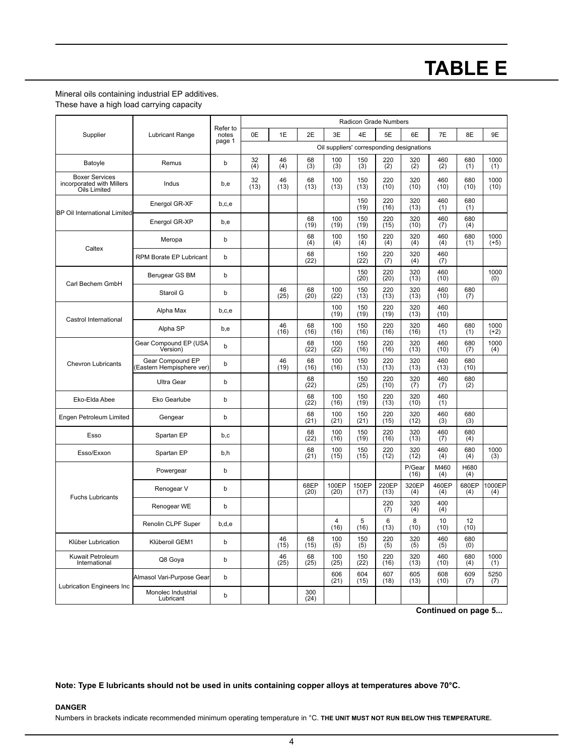# TABLE E

Mineral oils containing industrial EP additives.
These have a high load carrying capacity

| Supplier | Lubricant Range | Refer to notes page 1 | Radicon Grade Numbers | | | | | | | | | |
|---|---|---|---|---|---|---|---|---|---|---|---|---|
| | | | 0E | 1E | 2E | 3E | 4E | 5E | 6E | 7E | 8E | 9E |
| | | | Oil suppliers' corresponding designations | | | | | | | | | |
| Batoyle | Remus | b | 32 (4) | 46 (4) | 68 (3) | 100 (3) | 150 (3) | 220 (2) | 320 (2) | 460 (2) | 680 (1) | 1000 (1) |
| Boxer Services incorporated with Millers Oils Limited | Indus | b,e | 32 (13) | 46 (13) | 68 (13) | 100 (13) | 150 (13) | 220 (10) | 320 (10) | 460 (10) | 680 (10) | 1000 (10) |
| BP Oil International Limited | Energol GR-XF | b,c,e | | | | | 150 (19) | 220 (16) | 320 (13) | 460 (1) | 680 (1) | |
| | Energol GR-XP | b,e | | | 68 (19) | 100 (19) | 150 (19) | 220 (15) | 320 (10) | 460 (7) | 680 (4) | |
| Caltex | Meropa | b | | | 68 (4) | 100 (4) | 150 (4) | 220 (4) | 320 (4) | 460 (4) | 680 (1) | 1000 (+5) |
| | RPM Borate EP Lubricant | b | | | 68 (22) | | 150 (22) | 220 (7) | 320 (4) | 460 (7) | | |
| Carl Bechem GmbH | Berugear GS BM | b | | | | | 150 (20) | 220 (20) | 320 (13) | 460 (10) | | 1000 (0) |
| | Staroil G | b | | 46 (25) | 68 (20) | 100 (22) | 150 (13) | 220 (13) | 320 (13) | 460 (10) | 680 (7) | |
| Castrol International | Alpha Max | b,c,e | | | | 100 (19) | 150 (19) | 220 (19) | 320 (13) | 460 (10) | | |
| | Alpha SP | b,e | | 46 (16) | 68 (16) | 100 (16) | 150 (16) | 220 (16) | 320 (16) | 460 (1) | 680 (1) | 1000 (+2) |
| Chevron Lubricants | Gear Compound EP (USA Version) | b | | | 68 (22) | 100 (22) | 150 (16) | 220 (16) | 320 (13) | 460 (10) | 680 (7) | 1000 (4) |
| | Gear Compound EP (Eastern Hempisphere ver) | b | | 46 (19) | 68 (16) | 100 (16) | 150 (13) | 220 (13) | 320 (13) | 460 (13) | 680 (10) | |
| | Ultra Gear | b | | | 68 (22) | | 150 (25) | 220 (10) | 320 (7) | 460 (7) | 680 (2) | |
| Eko-Elda Abee | Eko Gearlube | b | | | 68 (22) | 100 (16) | 150 (19) | 220 (13) | 320 (10) | 460 (1) | | |
| Engen Petroleum Limited | Gengear | b | | | 68 (21) | 100 (21) | 150 (21) | 220 (15) | 320 (12) | 460 (3) | 680 (3) | |
| Esso | Spartan EP | b,c | | | 68 (22) | 100 (16) | 150 (19) | 220 (16) | 320 (13) | 460 (7) | 680 (4) | |
| Esso/Exxon | Spartan EP | b,h | | | 68 (21) | 100 (15) | 150 (15) | 220 (12) | 320 (12) | 460 (4) | 680 (4) | 1000 (3) |
| Fuchs Lubricants | Powergear | b | | | | | | | P/Gear (16) | M460 (4) | H680 (4) | |
| | Renogear V | b | | | 68EP (20) | 100EP (20) | 150EP (17) | 220EP (13) | 320EP (4) | 460EP (4) | 680EP (4) | 1000EP (4) |
| | Renogear WE | b | | | | | | 220 (7) | 320 (4) | 400 (4) | | |
| | Renolin CLPF Super | b,d,e | | | | 4 (16) | 5 (16) | 6 (13) | 8 (10) | 10 (10) | 12 (10) | |
| Klüber Lubrication | Klüberoil GEM1 | b | | 46 (15) | 68 (15) | 100 (5) | 150 (5) | 220 (5) | 320 (5) | 460 (5) | 680 (0) | |
| Kuwait Petroleum International | Q8 Goya | b | | 46 (25) | 68 (25) | 100 (25) | 150 (22) | 220 (16) | 320 (13) | 460 (10) | 680 (4) | 1000 (1) |
| Lubrication Engineers Inc | Almasol Vari-Purpose Gear | b | | | | 606 (21) | 604 (15) | 607 (18) | 605 (13) | 608 (10) | 609 (7) | 5250 (7) |
| | Monolec Industrial Lubricant | b | | | 300 (24) | | | | | | | |

**Continued on page 5...**

**Note: Type E lubricants should not be used in units containing copper alloys at temperatures above 70°C.**

**DANGER**

Numbers in brackets indicate recommended minimum operating temperature in °C. **THE UNIT MUST NOT RUN BELOW THIS TEMPERATURE.**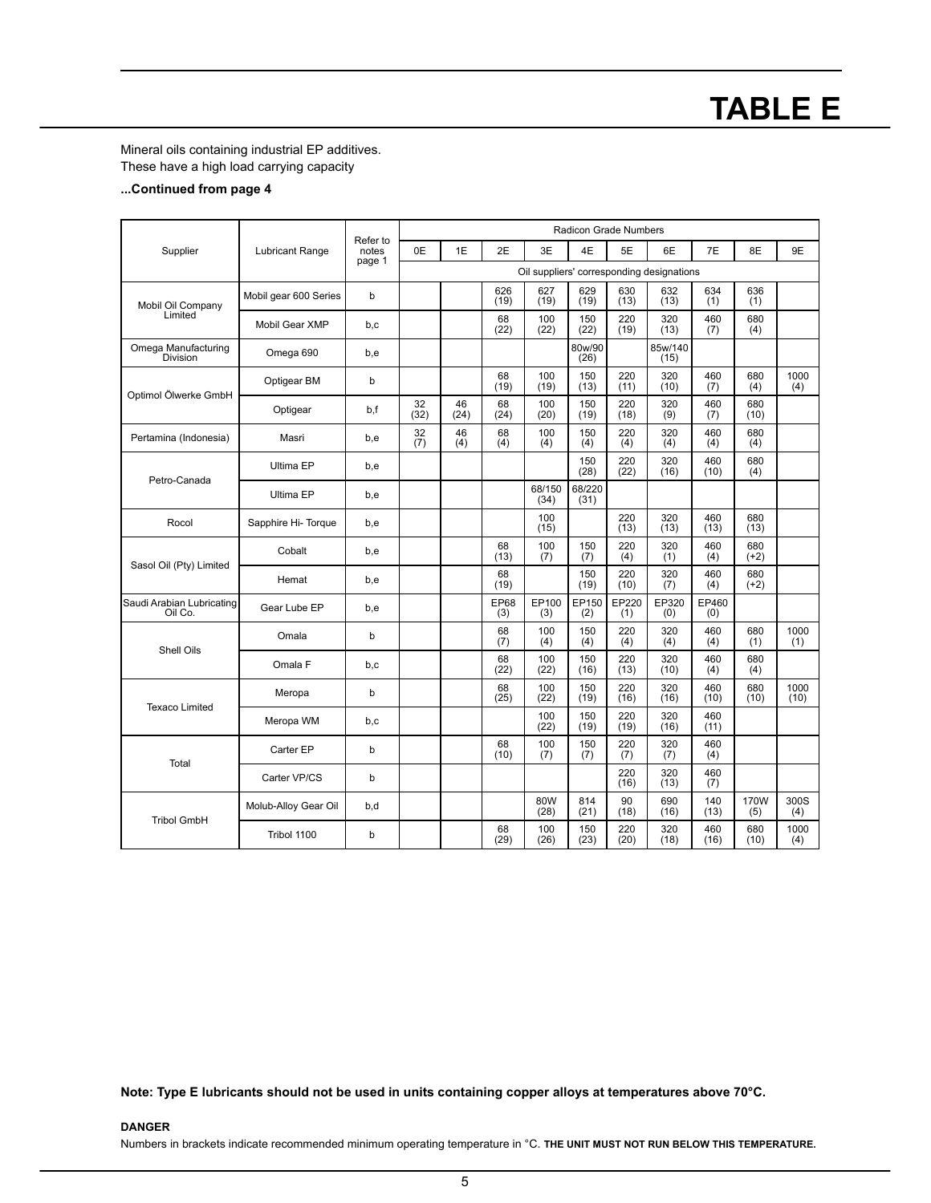# TABLE E

Mineral oils containing industrial EP additives.
These have a high load carrying capacity

**...Continued from page 4**

| Supplier | Lubricant Range | Refer to notes page 1 | Radicon Grade Numbers | | | | | | | | | |
|---|---|---|---|---|---|---|---|---|---|---|---|---|
| | | | 0E | 1E | 2E | 3E | 4E | 5E | 6E | 7E | 8E | 9E |
| | | | Oil suppliers' corresponding designations | | | | | | | | | |
| Mobil Oil Company Limited | Mobil gear 600 Series | b | | | 626 (19) | 627 (19) | 629 (19) | 630 (13) | 632 (13) | 634 (1) | 636 (1) | |
| | Mobil Gear XMP | b,c | | | 68 (22) | 100 (22) | 150 (22) | 220 (19) | 320 (13) | 460 (7) | 680 (4) | |
| Omega Manufacturing Division | Omega 690 | b,e | | | | | 80w/90 (26) | | 85w/140 (15) | | | |
| Optimol Ölwerke GmbH | Optigear BM | b | | | 68 (19) | 100 (19) | 150 (13) | 220 (11) | 320 (10) | 460 (7) | 680 (4) | 1000 (4) |
| | Optigear | b,f | 32 (32) | 46 (24) | 68 (24) | 100 (20) | 150 (19) | 220 (18) | 320 (9) | 460 (7) | 680 (10) | |
| Pertamina (Indonesia) | Masri | b,e | 32 (7) | 46 (4) | 68 (4) | 100 (4) | 150 (4) | 220 (4) | 320 (4) | 460 (4) | 680 (4) | |
| Petro-Canada | Ultima EP | b,e | | | | | 150 (28) | 220 (22) | 320 (16) | 460 (10) | 680 (4) | |
| | Ultima EP | b,e | | | | 68/150 (34) | 68/220 (31) | | | | | |
| Rocol | Sapphire Hi- Torque | b,e | | | | 100 (15) | | 220 (13) | 320 (13) | 460 (13) | 680 (13) | |
| Sasol Oil (Pty) Limited | Cobalt | b,e | | | 68 (13) | 100 (7) | 150 (7) | 220 (4) | 320 (1) | 460 (4) | 680 (+2) | |
| | Hemat | b,e | | | 68 (19) | | 150 (19) | 220 (10) | 320 (7) | 460 (4) | 680 (+2) | |
| Saudi Arabian Lubricating Oil Co. | Gear Lube EP | b,e | | | EP68 (3) | EP100 (3) | EP150 (2) | EP220 (1) | EP320 (0) | EP460 (0) | | |
| Shell Oils | Omala | b | | | 68 (7) | 100 (4) | 150 (4) | 220 (4) | 320 (4) | 460 (4) | 680 (1) | 1000 (1) |
| | Omala F | b,c | | | 68 (22) | 100 (22) | 150 (16) | 220 (13) | 320 (10) | 460 (4) | 680 (4) | |
| Texaco Limited | Meropa | b | | | 68 (25) | 100 (22) | 150 (19) | 220 (16) | 320 (16) | 460 (10) | 680 (10) | 1000 (10) |
| | Meropa WM | b,c | | | | 100 (22) | 150 (19) | 220 (19) | 320 (16) | 460 (11) | | |
| Total | Carter EP | b | | | 68 (10) | 100 (7) | 150 (7) | 220 (7) | 320 (7) | 460 (4) | | |
| | Carter VP/CS | b | | | | | | 220 (16) | 320 (13) | 460 (7) | | |
| Tribol GmbH | Molub-Alloy Gear Oil | b,d | | | | 80W (28) | 814 (21) | 90 (18) | 690 (16) | 140 (13) | 170W (5) | 300S (4) |
| | Tribol 1100 | b | | | 68 (29) | 100 (26) | 150 (23) | 220 (20) | 320 (18) | 460 (16) | 680 (10) | 1000 (4) |

**Note: Type E lubricants should not be used in units containing copper alloys at temperatures above 70°C.**

**DANGER**

Numbers in brackets indicate recommended minimum operating temperature in °C. **THE UNIT MUST NOT RUN BELOW THIS TEMPERATURE.**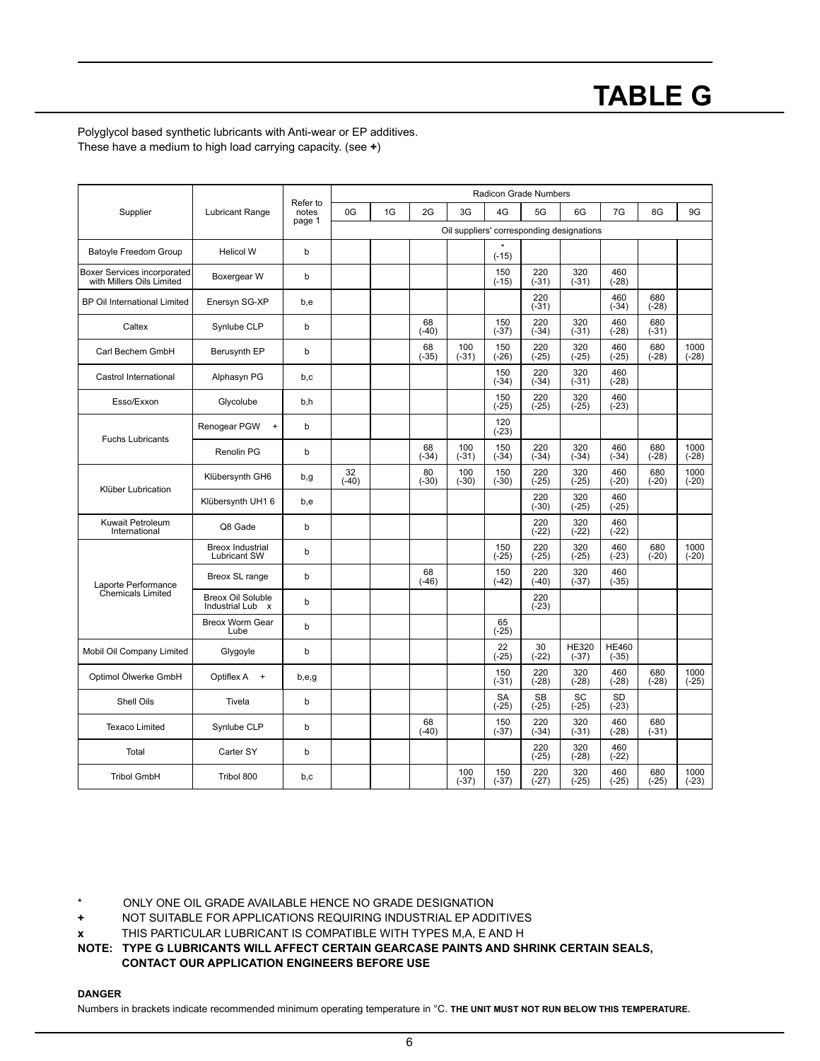# TABLE G

Polyglycol based synthetic lubricants with Anti-wear or EP additives.
These have a medium to high load carrying capacity. (see **+**)

| Supplier | Lubricant Range | Refer to notes page 1 | Radicon Grade Numbers | | | | | | | | | |
|---|---|---|---|---|---|---|---|---|---|---|---|---|
| | | | 0G | 1G | 2G | 3G | 4G | 5G | 6G | 7G | 8G | 9G |
| | | | Oil suppliers' corresponding designations | | | | | | | | | |
| Batoyle Freedom Group | Helicol W | b | | | | | * (-15) | | | | | |
| Boxer Services incorporated with Millers Oils Limited | Boxergear W | b | | | | | 150 (-15) | 220 (-31) | 320 (-31) | 460 (-28) | | |
| BP Oil International Limited | Enersyn SG-XP | b,e | | | | | | 220 (-31) | | 460 (-34) | 680 (-28) | |
| Caltex | Synlube CLP | b | | | 68 (-40) | | 150 (-37) | 220 (-34) | 320 (-31) | 460 (-28) | 680 (-31) | |
| Carl Bechem GmbH | Berusynth EP | b | | | 68 (-35) | 100 (-31) | 150 (-26) | 220 (-25) | 320 (-25) | 460 (-25) | 680 (-28) | 1000 (-28) |
| Castrol International | Alphasyn PG | b,c | | | | | 150 (-34) | 220 (-34) | 320 (-31) | 460 (-28) | | |
| Esso/Exxon | Glycolube | b,h | | | | | 150 (-25) | 220 (-25) | 320 (-25) | 460 (-23) | | |
| Fuchs Lubricants | Renogear PGW + | b | | | | | 120 (-23) | | | | | |
| | Renolin PG | b | | | 68 (-34) | 100 (-31) | 150 (-34) | 220 (-34) | 320 (-34) | 460 (-34) | 680 (-28) | 1000 (-28) |
| Klüber Lubrication | Klübersynth GH6 | b,g | 32 (-40) | | 80 (-30) | 100 (-30) | 150 (-30) | 220 (-25) | 320 (-25) | 460 (-20) | 680 (-20) | 1000 (-20) |
| | Klübersynth UH1 6 | b,e | | | | | | 220 (-30) | 320 (-25) | 460 (-25) | | |
| Kuwait Petroleum International | Q8 Gade | b | | | | | | 220 (-22) | 320 (-22) | 460 (-22) | | |
| Laporte Performance Chemicals Limited | Breox Industrial Lubricant SW | b | | | | | 150 (-25) | 220 (-25) | 320 (-25) | 460 (-23) | 680 (-20) | 1000 (-20) |
| | Breox SL range | b | | | 68 (-46) | | 150 (-42) | 220 (-40) | 320 (-37) | 460 (-35) | | |
| | Breox Oil Soluble Industrial Lub x | b | | | | | | 220 (-23) | | | | |
| | Breox Worm Gear Lube | b | | | | | 65 (-25) | | | | | |
| Mobil Oil Company Limited | Glygoyle | b | | | | | 22 (-25) | 30 (-22) | HE320 (-37) | HE460 (-35) | | |
| Optimol Ölwerke GmbH | Optiflex A + | b,e,g | | | | | 150 (-31) | 220 (-28) | 320 (-28) | 460 (-28) | 680 (-28) | 1000 (-25) |
| Shell Oils | Tivela | b | | | | | SA (-25) | SB (-25) | SC (-25) | SD (-23) | | |
| Texaco Limited | Synlube CLP | b | | | 68 (-40) | | 150 (-37) | 220 (-34) | 320 (-31) | 460 (-28) | 680 (-31) | |
| Total | Carter SY | b | | | | | | 220 (-25) | 320 (-28) | 460 (-22) | | |
| Tribol GmbH | Tribol 800 | b,c | | | | 100 (-37) | 150 (-37) | 220 (-27) | 320 (-25) | 460 (-25) | 680 (-25) | 1000 (-23) |

\* ONLY ONE OIL GRADE AVAILABLE HENCE NO GRADE DESIGNATION

**+** NOT SUITABLE FOR APPLICATIONS REQUIRING INDUSTRIAL EP ADDITIVES

**x** THIS PARTICULAR LUBRICANT IS COMPATIBLE WITH TYPES M,A, E AND H

**NOTE: TYPE G LUBRICANTS WILL AFFECT CERTAIN GEARCASE PAINTS AND SHRINK CERTAIN SEALS, CONTACT OUR APPLICATION ENGINEERS BEFORE USE**

**DANGER**

Numbers in brackets indicate recommended minimum operating temperature in °C. **THE UNIT MUST NOT RUN BELOW THIS TEMPERATURE.**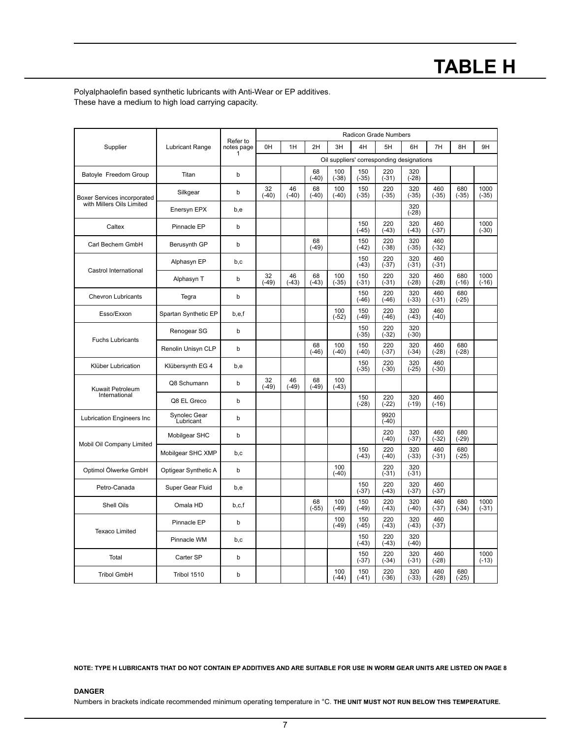# TABLE H

Polyalphaolefin based synthetic lubricants with Anti-Wear or EP additives.
These have a medium to high load carrying capacity.

| Supplier | Lubricant Range | Refer to notes page 1 | Radicon Grade Numbers | | | | | | | | | |
|---|---|---|---|---|---|---|---|---|---|---|---|---|
| | | | 0H | 1H | 2H | 3H | 4H | 5H | 6H | 7H | 8H | 9H |
| | | | Oil suppliers' corresponding designations | | | | | | | | | |
| Batoyle Freedom Group | Titan | b | | | 68 (-40) | 100 (-38) | 150 (-35) | 220 (-31) | 320 (-28) | | | |
| Boxer Services incorporated with Millers Oils Limited | Silkgear | b | 32 (-40) | 46 (-40) | 68 (-40) | 100 (-40) | 150 (-35) | 220 (-35) | 320 (-35) | 460 (-35) | 680 (-35) | 1000 (-35) |
| | Enersyn EPX | b,e | | | | | | | 320 (-28) | | | |
| Caltex | Pinnacle EP | b | | | | | 150 (-45) | 220 (-43) | 320 (-43) | 460 (-37) | | 1000 (-30) |
| Carl Bechem GmbH | Berusynth GP | b | | | 68 (-49) | | 150 (-42) | 220 (-38) | 320 (-35) | 460 (-32) | | |
| Castrol International | Alphasyn EP | b,c | | | | | 150 (-43) | 220 (-37) | 320 (-31) | 460 (-31) | | |
| | Alphasyn T | b | 32 (-49) | 46 (-43) | 68 (-43) | 100 (-35) | 150 (-31) | 220 (-31) | 320 (-28) | 460 (-28) | 680 (-16) | 1000 (-16) |
| Chevron Lubricants | Tegra | b | | | | | 150 (-46) | 220 (-46) | 320 (-33) | 460 (-31) | 680 (-25) | |
| Esso/Exxon | Spartan Synthetic EP | b,e,f | | | | 100 (-52) | 150 (-49) | 220 (-46) | 320 (-43) | 460 (-40) | | |
| Fuchs Lubricants | Renogear SG | b | | | | | 150 (-35) | 220 (-32) | 320 (-30) | | | |
| | Renolin Unisyn CLP | b | | | 68 (-46) | 100 (-40) | 150 (-40) | 220 (-37) | 320 (-34) | 460 (-28) | 680 (-28) | |
| Klüber Lubrication | Klübersynth EG 4 | b,e | | | | | 150 (-35) | 220 (-30) | 320 (-25) | 460 (-30) | | |
| Kuwait Petroleum International | Q8 Schumann | b | 32 (-49) | 46 (-49) | 68 (-49) | 100 (-43) | | | | | | |
| | Q8 EL Greco | b | | | | | 150 (-28) | 220 (-22) | 320 (-19) | 460 (-16) | | |
| Lubrication Engineers Inc | Synolec Gear Lubricant | b | | | | | | 9920 (-40) | | | | |
| Mobil Oil Company Limited | Mobilgear SHC | b | | | | | | 220 (-40) | 320 (-37) | 460 (-32) | 680 (-29) | |
| | Mobilgear SHC XMP | b,c | | | | | 150 (-43) | 220 (-40) | 320 (-33) | 460 (-31) | 680 (-25) | |
| Optimol Ölwerke GmbH | Optigear Synthetic A | b | | | | 100 (-40) | | 220 (-31) | 320 (-31) | | | |
| Petro-Canada | Super Gear Fluid | b,e | | | | | 150 (-37) | 220 (-43) | 320 (-37) | 460 (-37) | | |
| Shell Oils | Omala HD | b,c,f | | | 68 (-55) | 100 (-49) | 150 (-49) | 220 (-43) | 320 (-40) | 460 (-37) | 680 (-34) | 1000 (-31) |
| Texaco Limited | Pinnacle EP | b | | | | 100 (-49) | 150 (-45) | 220 (-43) | 320 (-43) | 460 (-37) | | |
| | Pinnacle WM | b,c | | | | | 150 (-43) | 220 (-43) | 320 (-40) | | | |
| Total | Carter SP | b | | | | | 150 (-37) | 220 (-34) | 320 (-31) | 460 (-28) | | 1000 (-13) |
| Tribol GmbH | Tribol 1510 | b | | | | 100 (-44) | 150 (-41) | 220 (-36) | 320 (-33) | 460 (-28) | 680 (-25) | |

**NOTE: TYPE H LUBRICANTS THAT DO NOT CONTAIN EP ADDITIVES AND ARE SUITABLE FOR USE IN WORM GEAR UNITS ARE LISTED ON PAGE 8**

**DANGER**

Numbers in brackets indicate recommended minimum operating temperature in °C. **THE UNIT MUST NOT RUN BELOW THIS TEMPERATURE.**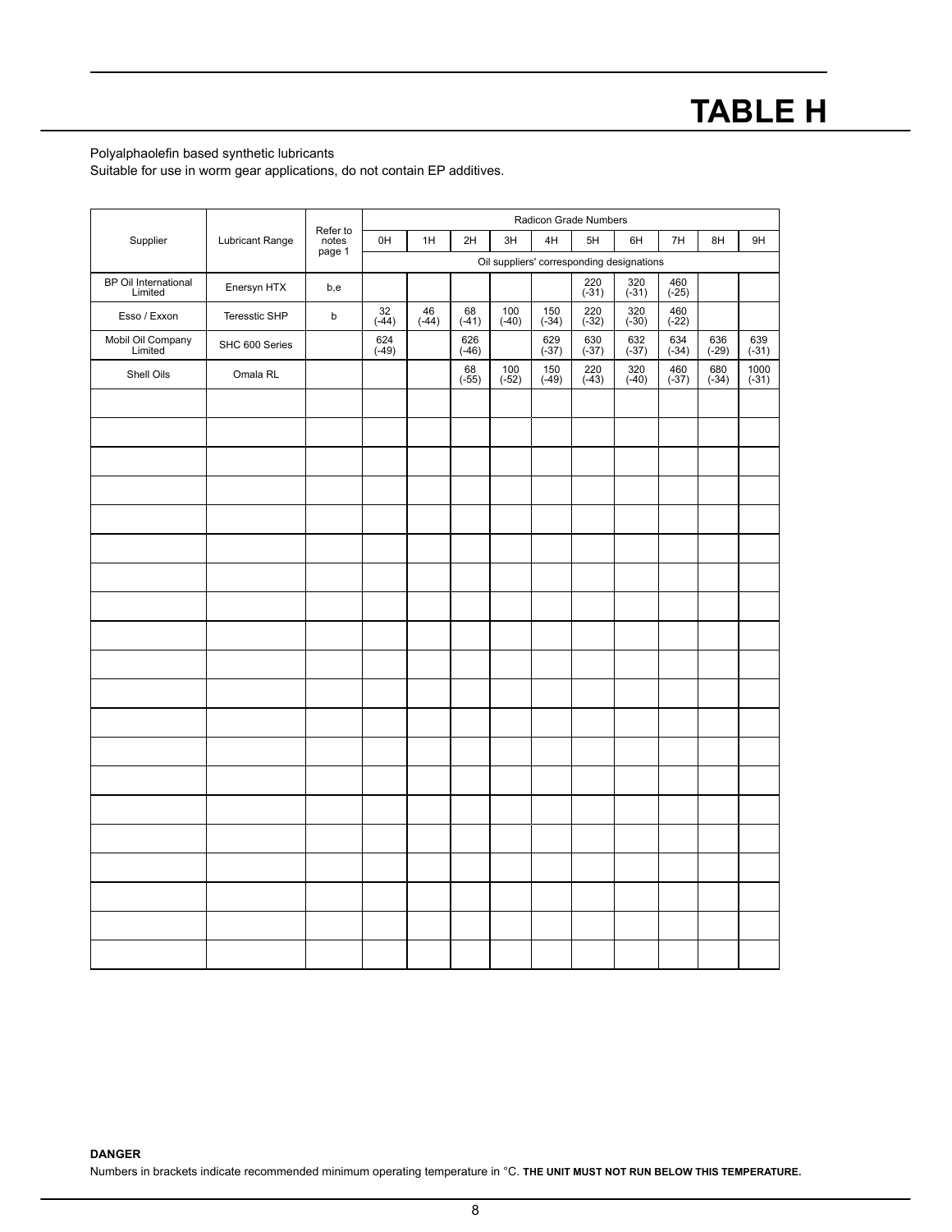# TABLE H

Polyalphaolefin based synthetic lubricants
Suitable for use in worm gear applications, do not contain EP additives.

| Supplier | Lubricant Range | Refer to notes page 1 | Radicon Grade Numbers | | | | | | | | | |
|---|---|---|---|---|---|---|---|---|---|---|---|---|
| | | | 0H | 1H | 2H | 3H | 4H | 5H | 6H | 7H | 8H | 9H |
| | | | Oil suppliers' corresponding designations | | | | | | | | | |
| BP Oil International Limited | Enersyn HTX | b,e | | | | | | 220 (-31) | 320 (-31) | 460 (-25) | | |
| Esso / Exxon | Teresstic SHP | b | 32 (-44) | 46 (-44) | 68 (-41) | 100 (-40) | 150 (-34) | 220 (-32) | 320 (-30) | 460 (-22) | | |
| Mobil Oil Company Limited | SHC 600 Series | | 624 (-49) | | 626 (-46) | | 629 (-37) | 630 (-37) | 632 (-37) | 634 (-34) | 636 (-29) | 639 (-31) |
| Shell Oils | Omala RL | | | | 68 (-55) | 100 (-52) | 150 (-49) | 220 (-43) | 320 (-40) | 460 (-37) | 680 (-34) | 1000 (-31) |

**DANGER**

Numbers in brackets indicate recommended minimum operating temperature in °C. **THE UNIT MUST NOT RUN BELOW THIS TEMPERATURE.**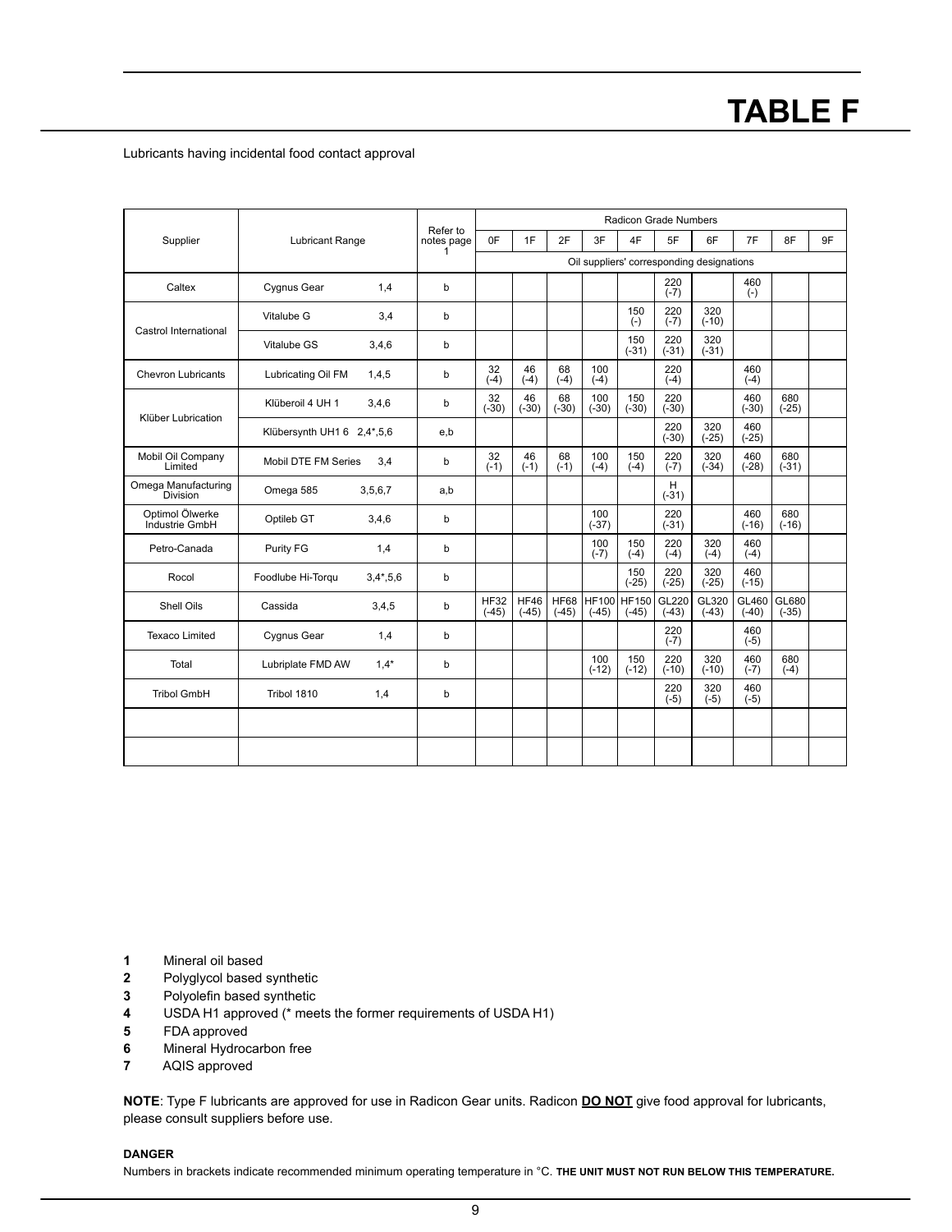# TABLE F

Lubricants having incidental food contact approval

| Supplier | Lubricant Range | | Refer to notes page 1 | Radicon Grade Numbers | | | | | | | | | |
|---|---|---|---|---|---|---|---|---|---|---|---|---|---|
| | | | | 0F | 1F | 2F | 3F | 4F | 5F | 6F | 7F | 8F | 9F |
| | | | | Oil suppliers' corresponding designations | | | | | | | | | |
| Caltex | Cygnus Gear | 1,4 | b | | | | | | 220 (-7) | | 460 (-) | | |
| Castrol International | Vitalube G | 3,4 | b | | | | | 150 (-) | 220 (-7) | 320 (-10) | | | |
| | Vitalube GS | 3,4,6 | b | | | | | 150 (-31) | 220 (-31) | 320 (-31) | | | |
| Chevron Lubricants | Lubricating Oil FM | 1,4,5 | b | 32 (-4) | 46 (-4) | 68 (-4) | 100 (-4) | | 220 (-4) | | 460 (-4) | | |
| Klüber Lubrication | Klüberoil 4 UH 1 | 3,4,6 | b | 32 (-30) | 46 (-30) | 68 (-30) | 100 (-30) | 150 (-30) | 220 (-30) | | 460 (-30) | 680 (-25) | |
| | Klübersynth UH1 6 | 2,4*,5,6 | e,b | | | | | | 220 (-30) | 320 (-25) | 460 (-25) | | |
| Mobil Oil Company Limited | Mobil DTE FM Series | 3,4 | b | 32 (-1) | 46 (-1) | 68 (-1) | 100 (-4) | 150 (-4) | 220 (-7) | 320 (-34) | 460 (-28) | 680 (-31) | |
| Omega Manufacturing Division | Omega 585 | 3,5,6,7 | a,b | | | | | | H (-31) | | | | |
| Optimol Ölwerke Industrie GmbH | Optileb GT | 3,4,6 | b | | | | 100 (-37) | | 220 (-31) | | 460 (-16) | 680 (-16) | |
| Petro-Canada | Purity FG | 1,4 | b | | | | 100 (-7) | 150 (-4) | 220 (-4) | 320 (-4) | 460 (-4) | | |
| Rocol | Foodlube Hi-Torqu | 3,4*,5,6 | b | | | | | 150 (-25) | 220 (-25) | 320 (-25) | 460 (-15) | | |
| Shell Oils | Cassida | 3,4,5 | b | HF32 (-45) | HF46 (-45) | HF68 (-45) | HF100 (-45) | HF150 (-45) | GL220 (-43) | GL320 (-43) | GL460 (-40) | GL680 (-35) | |
| Texaco Limited | Cygnus Gear | 1,4 | b | | | | | | 220 (-7) | | 460 (-5) | | |
| Total | Lubriplate FMD AW | 1,4* | b | | | | 100 (-12) | 150 (-12) | 220 (-10) | 320 (-10) | 460 (-7) | 680 (-4) | |
| Tribol GmbH | Tribol 1810 | 1,4 | b | | | | | | 220 (-5) | 320 (-5) | 460 (-5) | | |
| | | | | | | | | | | | | | |
| | | | | | | | | | | | | | |

**1** Mineral oil based
**2** Polyglycol based synthetic
**3** Polyolefin based synthetic
**4** USDA H1 approved (* meets the former requirements of USDA H1)
**5** FDA approved
**6** Mineral Hydrocarbon free
**7** AQIS approved

**NOTE**: Type F lubricants are approved for use in Radicon Gear units. Radicon **DO NOT** give food approval for lubricants, please consult suppliers before use.

**DANGER**

Numbers in brackets indicate recommended minimum operating temperature in °C. **THE UNIT MUST NOT RUN BELOW THIS TEMPERATURE.**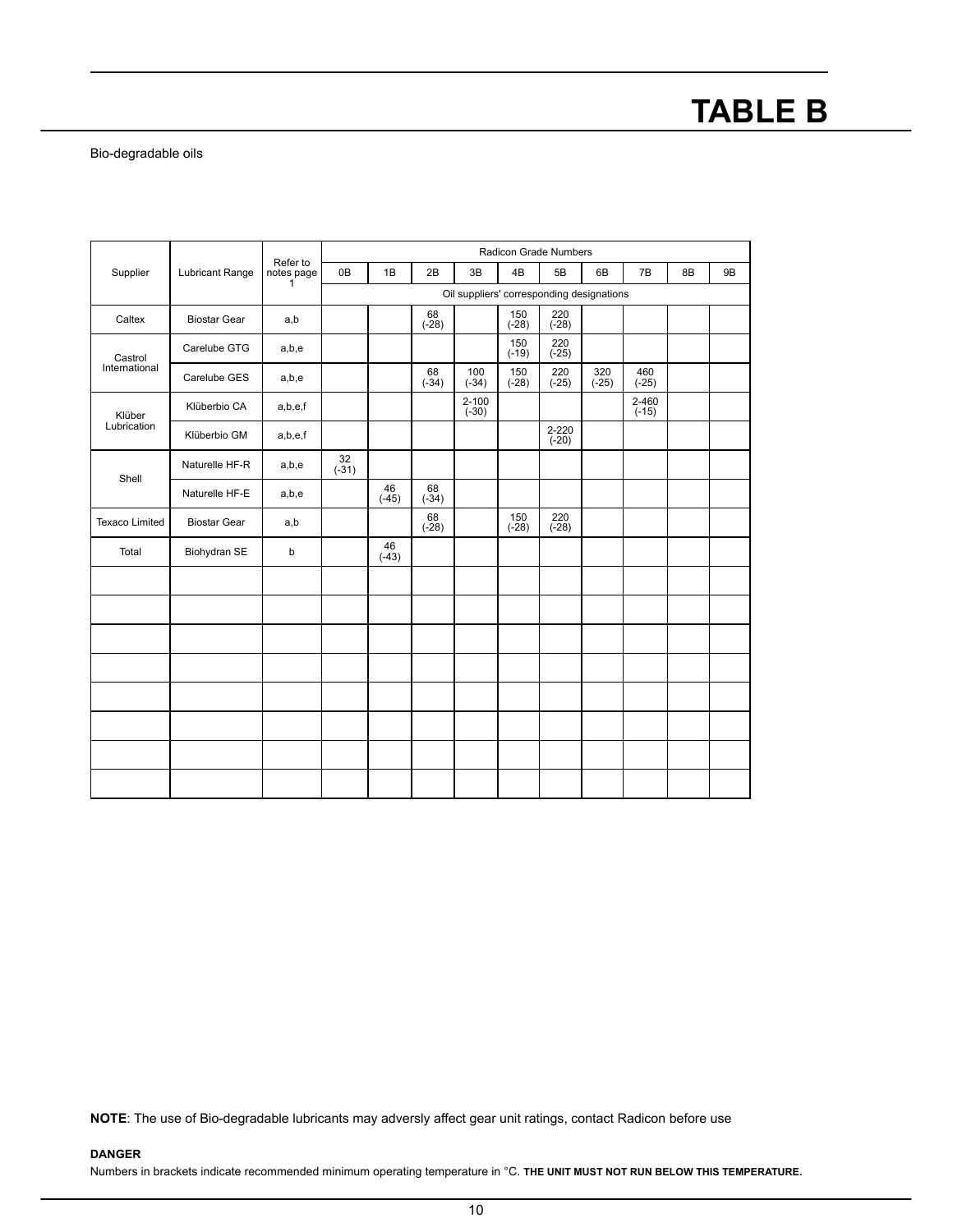# TABLE B

Bio-degradable oils

| Supplier | Lubricant Range | Refer to notes page 1 | Radicon Grade Numbers | | | | | | | | | |
|---|---|---|---|---|---|---|---|---|---|---|---|---|
| | | | 0B | 1B | 2B | 3B | 4B | 5B | 6B | 7B | 8B | 9B |
| | | | Oil suppliers' corresponding designations | | | | | | | | | |
| Caltex | Biostar Gear | a,b | | | 68 (-28) | | 150 (-28) | 220 (-28) | | | | |
| Castrol International | Carelube GTG | a,b,e | | | | | 150 (-19) | 220 (-25) | | | | |
| | Carelube GES | a,b,e | | | 68 (-34) | 100 (-34) | 150 (-28) | 220 (-25) | 320 (-25) | 460 (-25) | | |
| Klüber Lubrication | Klüberbio CA | a,b,e,f | | | | 2-100 (-30) | | | | 2-460 (-15) | | |
| | Klüberbio GM | a,b,e,f | | | | | | 2-220 (-20) | | | | |
| Shell | Naturelle HF-R | a,b,e | 32 (-31) | | | | | | | | | |
| | Naturelle HF-E | a,b,e | | 46 (-45) | 68 (-34) | | | | | | | |
| Texaco Limited | Biostar Gear | a,b | | | 68 (-28) | | 150 (-28) | 220 (-28) | | | | |
| Total | Biohydran SE | b | | 46 (-43) | | | | | | | | |
| | | | | | | | | | | | | |
| | | | | | | | | | | | | |
| | | | | | | | | | | | | |
| | | | | | | | | | | | | |
| | | | | | | | | | | | | |
| | | | | | | | | | | | | |
| | | | | | | | | | | | | |
| | | | | | | | | | | | | |

**NOTE**: The use of Bio-degradable lubricants may adversly affect gear unit ratings, contact Radicon before use

**DANGER**

Numbers in brackets indicate recommended minimum operating temperature in °C. **THE UNIT MUST NOT RUN BELOW THIS TEMPERATURE.**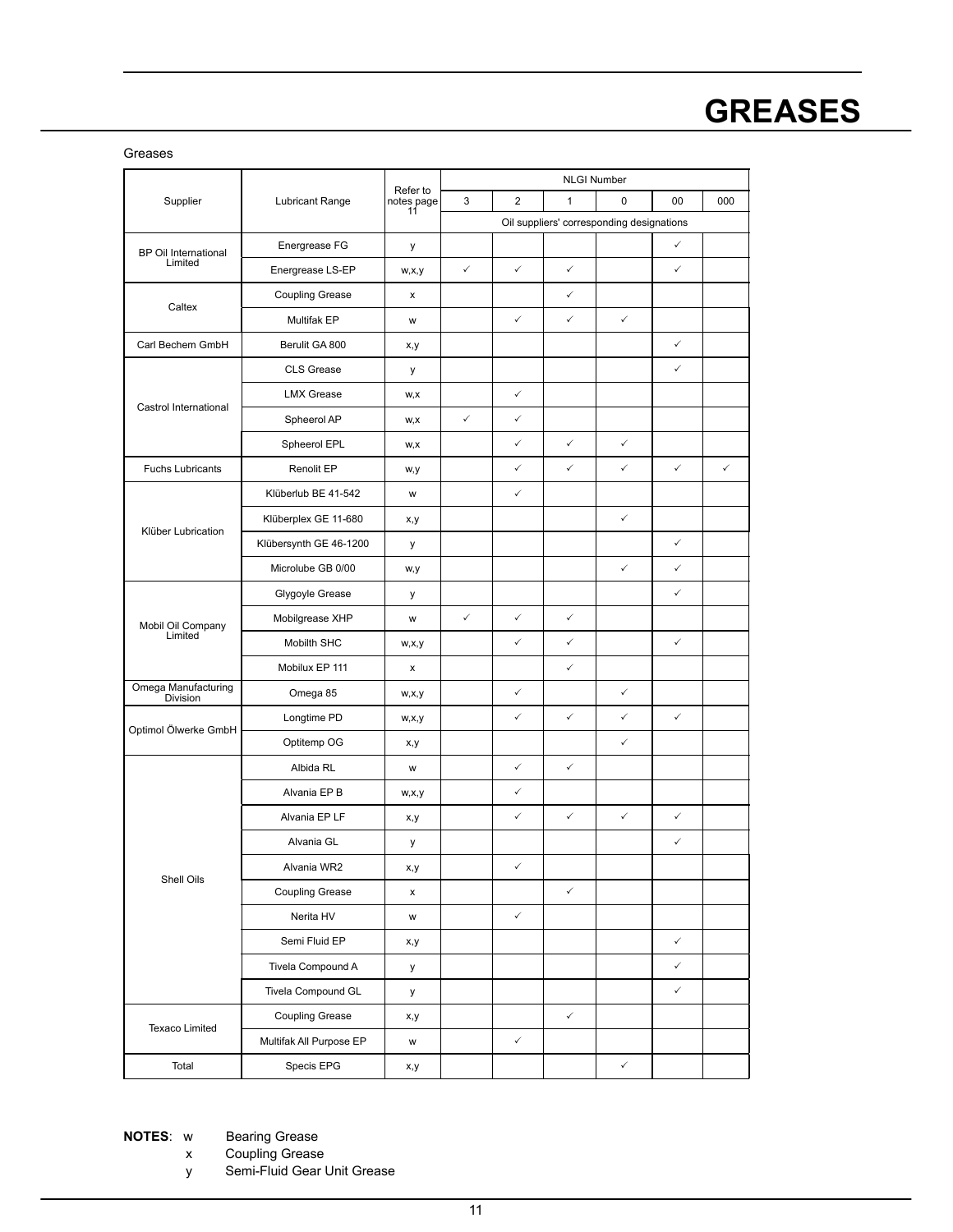# GREASES

Greases

| Supplier | Lubricant Range | Refer to notes page 11 | NLGI Number | | | | | |
|---|---|---|---|---|---|---|---|---|
| | | | 3 | 2 | 1 | 0 | 00 | 000 |
| | | | Oil suppliers' corresponding designations | | | | | |
| BP Oil International Limited | Energrease FG | y | | | | | ✓ | |
| | Energrease LS-EP | w,x,y | ✓ | ✓ | ✓ | | ✓ | |
| Caltex | Coupling Grease | x | | | ✓ | | | |
| | Multifak EP | w | | ✓ | ✓ | ✓ | | |
| Carl Bechem GmbH | Berulit GA 800 | x,y | | | | | ✓ | |
| Castrol International | CLS Grease | y | | | | | ✓ | |
| | LMX Grease | w,x | | ✓ | | | | |
| | Spheerol AP | w,x | ✓ | ✓ | | | | |
| | Spheerol EPL | w,x | | ✓ | ✓ | ✓ | | |
| Fuchs Lubricants | Renolit EP | w,y | | ✓ | ✓ | ✓ | ✓ | ✓ |
| Klüber Lubrication | Klüberlub BE 41-542 | w | | ✓ | | | | |
| | Klüberplex GE 11-680 | x,y | | | | ✓ | | |
| | Klübersynth GE 46-1200 | y | | | | | ✓ | |
| | Microlube GB 0/00 | w,y | | | | ✓ | ✓ | |
| Mobil Oil Company Limited | Glygoyle Grease | y | | | | | ✓ | |
| | Mobilgrease XHP | w | ✓ | ✓ | ✓ | | | |
| | Mobilth SHC | w,x,y | | ✓ | ✓ | | ✓ | |
| | Mobilux EP 111 | x | | | ✓ | | | |
| Omega Manufacturing Division | Omega 85 | w,x,y | | ✓ | | ✓ | | |
| Optimol Ölwerke GmbH | Longtime PD | w,x,y | | ✓ | ✓ | ✓ | ✓ | |
| | Optitemp OG | x,y | | | | ✓ | | |
| Shell Oils | Albida RL | w | | ✓ | ✓ | | | |
| | Alvania EP B | w,x,y | | ✓ | | | | |
| | Alvania EP LF | x,y | | ✓ | ✓ | ✓ | ✓ | |
| | Alvania GL | y | | | | | ✓ | |
| | Alvania WR2 | x,y | | ✓ | | | | |
| | Coupling Grease | x | | | ✓ | | | |
| | Nerita HV | w | | ✓ | | | | |
| | Semi Fluid EP | x,y | | | | | ✓ | |
| | Tivela Compound A | y | | | | | ✓ | |
| | Tivela Compound GL | y | | | | | ✓ | |
| Texaco Limited | Coupling Grease | x,y | | | ✓ | | | |
| | Multifak All Purpose EP | w | | ✓ | | | | |
| Total | Specis EPG | x,y | | | | ✓ | | |

**NOTES**: w Bearing Grease
x Coupling Grease
y Semi-Fluid Gear Unit Grease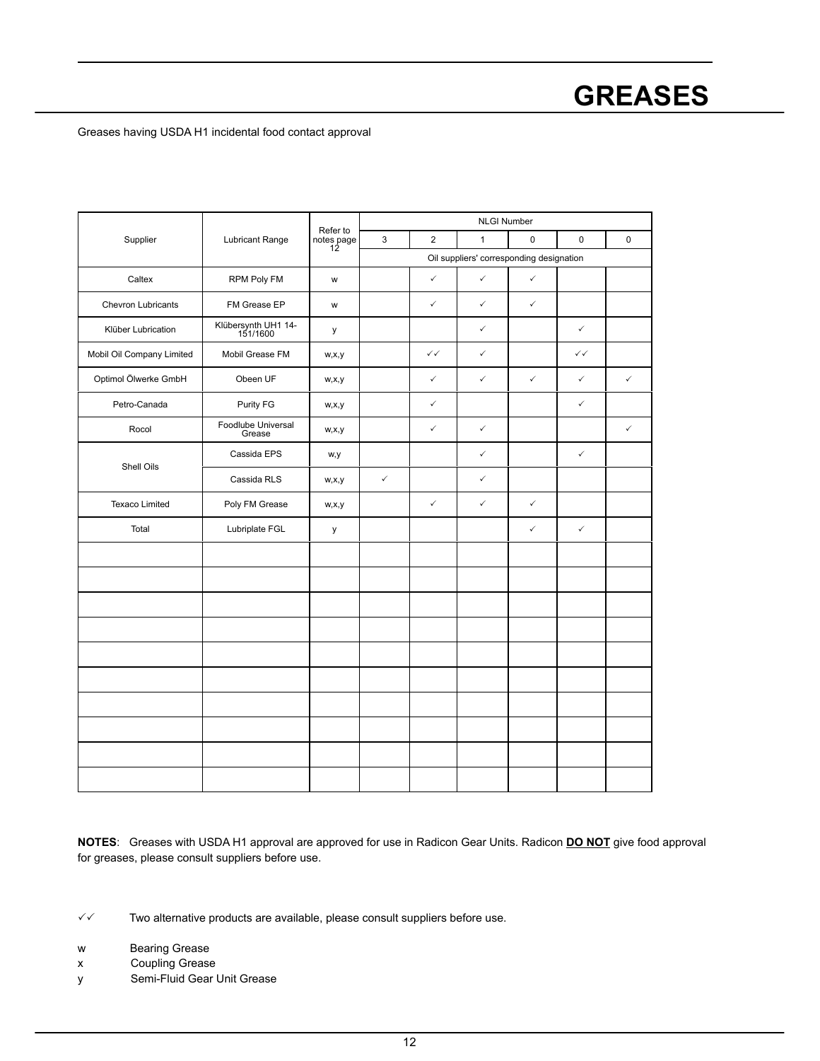# GREASES

Greases having USDA H1 incidental food contact approval

| Supplier | Lubricant Range | Refer to notes page 12 | NLGI Number | | | | | |
|---|---|---|---|---|---|---|---|---|
| | | | 3 | 2 | 1 | 0 | 0 | 0 |
| | | | Oil suppliers' corresponding designation | | | | | |
| Caltex | RPM Poly FM | w | | ✓ | ✓ | ✓ | | |
| Chevron Lubricants | FM Grease EP | w | | ✓ | ✓ | ✓ | | |
| Klüber Lubrication | Klübersynth UH1 14-151/1600 | y | | | ✓ | | ✓ | |
| Mobil Oil Company Limited | Mobil Grease FM | w,x,y | | ✓✓ | ✓ | | ✓✓ | |
| Optimol Ölwerke GmbH | Obeen UF | w,x,y | | ✓ | ✓ | ✓ | ✓ | ✓ |
| Petro-Canada | Purity FG | w,x,y | | ✓ | | | ✓ | |
| Rocol | Foodlube Universal Grease | w,x,y | | ✓ | ✓ | | | ✓ |
| Shell Oils | Cassida EPS | w,y | | | ✓ | | ✓ | |
| | Cassida RLS | w,x,y | ✓ | | ✓ | | | |
| Texaco Limited | Poly FM Grease | w,x,y | | ✓ | ✓ | ✓ | | |
| Total | Lubriplate FGL | y | | | | ✓ | ✓ | |
| | | | | | | | | |
| | | | | | | | | |
| | | | | | | | | |
| | | | | | | | | |
| | | | | | | | | |
| | | | | | | | | |
| | | | | | | | | |
| | | | | | | | | |
| | | | | | | | | |
| | | | | | | | | |

**NOTES**: Greases with USDA H1 approval are approved for use in Radicon Gear Units. Radicon **DO NOT** give food approval for greases, please consult suppliers before use.

✓✓ Two alternative products are available, please consult suppliers before use.

w Bearing Grease  
x Coupling Grease  
y Semi-Fluid Gear Unit Grease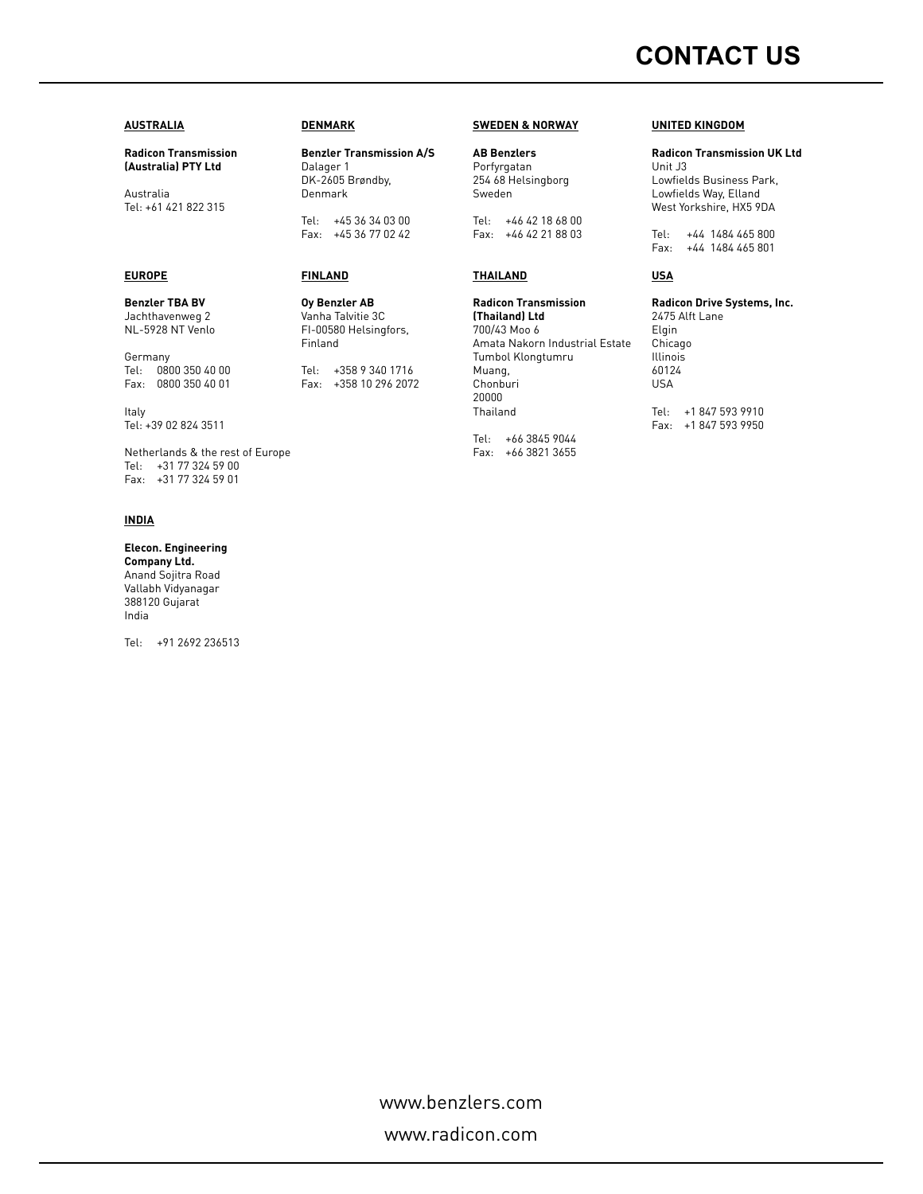# CONTACT US

**AUSTRALIA**

**Radicon Transmission (Australia) PTY Ltd**

Australia
Tel: +61 421 822 315

**EUROPE**

**Benzler TBA BV**
Jachthavenweg 2
NL-5928 NT Venlo

Germany
Tel: 0800 350 40 00
Fax: 0800 350 40 01

Italy
Tel: +39 02 824 3511

Netherlands & the rest of Europe
Tel: +31 77 324 59 00
Fax: +31 77 324 59 01

**INDIA**

**Elecon. Engineering Company Ltd.**
Anand Sojitra Road
Vallabh Vidyanagar
388120 Gujarat
India

Tel: +91 2692 236513

**DENMARK**

**Benzler Transmission A/S**
Dalager 1
DK-2605 Brøndby,
Denmark

Tel: +45 36 34 03 00
Fax: +45 36 77 02 42

**FINLAND**

**Oy Benzler AB**
Vanha Talvitie 3C
FI-00580 Helsingfors,
Finland

Tel: +358 9 340 1716
Fax: +358 10 296 2072

**SWEDEN & NORWAY**

**AB Benzlers**
Porfyrgatan
254 68 Helsingborg
Sweden

Tel: +46 42 18 68 00
Fax: +46 42 21 88 03

**THAILAND**

**Radicon Transmission (Thailand) Ltd**
700/43 Moo 6
Amata Nakorn Industrial Estate
Tumbol Klongtumru
Muang,
Chonburi
20000
Thailand

Tel: +66 3845 9044
Fax: +66 3821 3655

**UNITED KINGDOM**

**Radicon Transmission UK Ltd**
Unit J3
Lowfields Business Park,
Lowfields Way, Elland
West Yorkshire, HX5 9DA

Tel: +44 1484 465 800
Fax: +44 1484 465 801

**USA**

**Radicon Drive Systems, Inc.**
2475 Alft Lane
Elgin
Chicago
Illinois
60124
USA

Tel: +1 847 593 9910
Fax: +1 847 593 9950

www.benzlers.com

www.radicon.com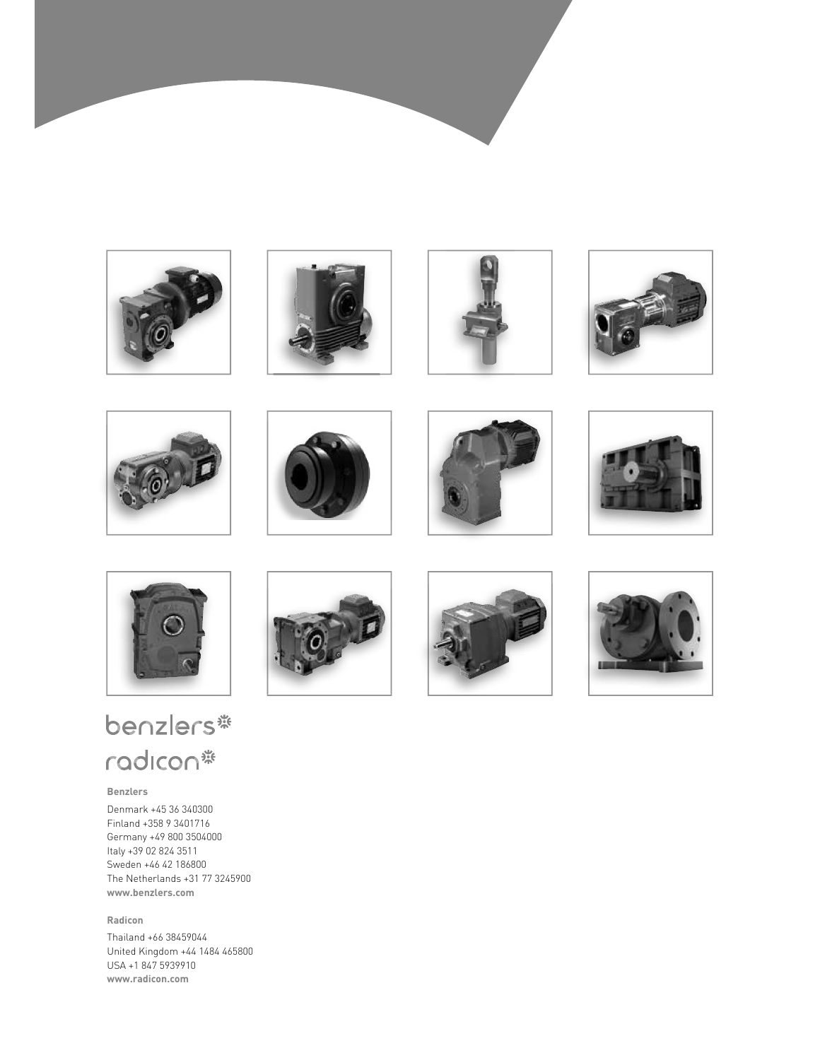benzlers

radicon

**Benzlers**

Denmark +45 36 340300
Finland +358 9 3401716
Germany +49 800 3504000
Italy +39 02 824 3511
Sweden +46 42 186800
The Netherlands +31 77 3245900
**www.benzlers.com**

**Radicon**

Thailand +66 38459044
United Kingdom +44 1484 465800
USA +1 847 5939910
**www.radicon.com**